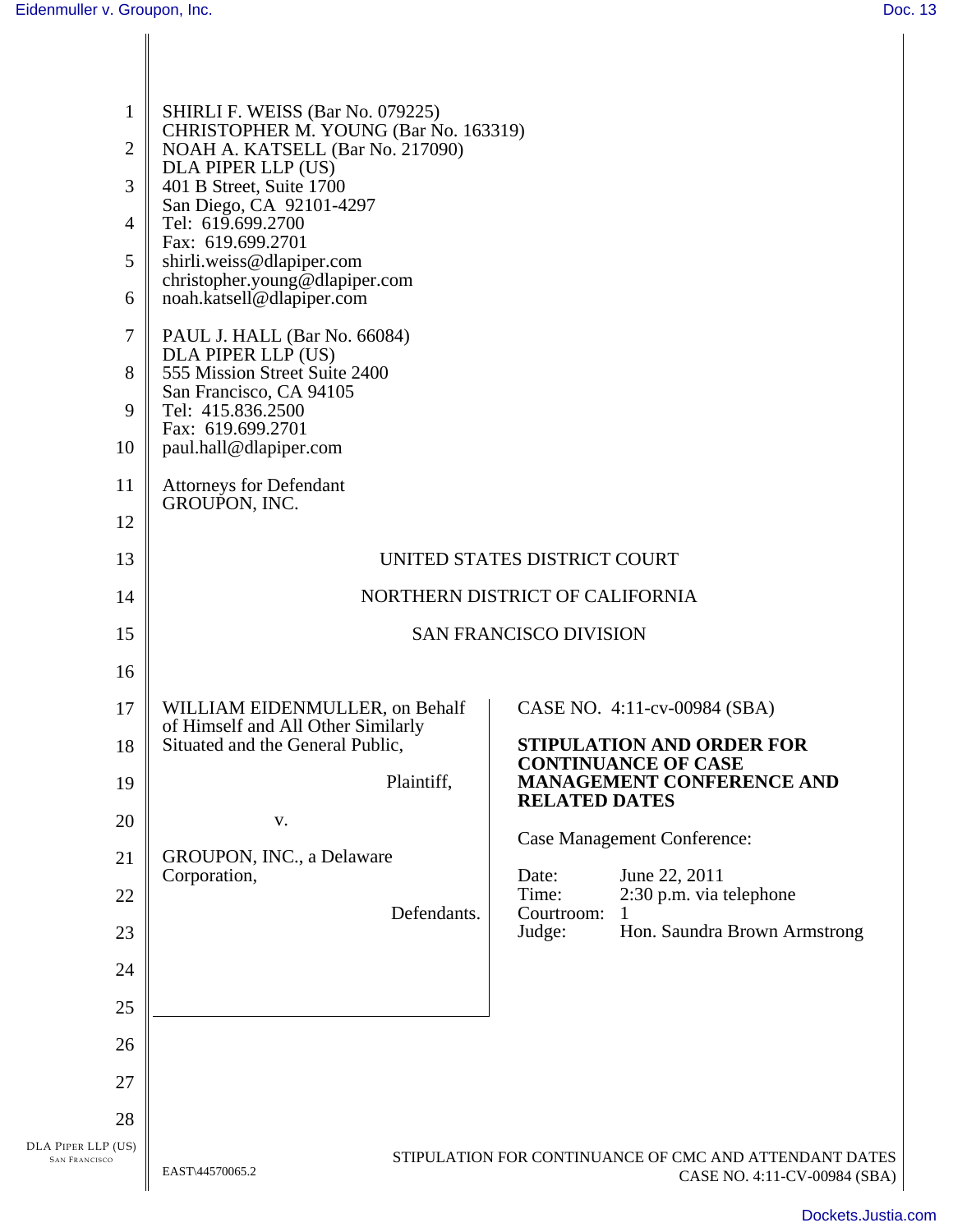SHIRLI F. WEISS (Bar No. 079225)
CHRISTOPHER M. YOUNG (Bar No. 163319)
NOAH A. KATSELL (Bar No. 217090)
DLA PIPER LLP (US)
401 B Street, Suite 1700
San Diego, CA 92101-4297
Tel: 619.699.2700
Fax: 619.699.2701
shirli.weiss@dlapiper.com
christopher.young@dlapiper.com
noah.katsell@dlapiper.com

PAUL J. HALL (Bar No. 66084)
DLA PIPER LLP (US)
555 Mission Street Suite 2400
San Francisco, CA 94105
Tel: 415.836.2500
Fax: 619.699.2701
paul.hall@dlapiper.com

Attorneys for Defendant
GROUPON, INC.

UNITED STATES DISTRICT COURT

NORTHERN DISTRICT OF CALIFORNIA

SAN FRANCISCO DIVISION

WILLIAM EIDENMULLER, on Behalf of Himself and All Other Similarly Situated and the General Public,

Plaintiff,

v.

GROUPON, INC., a Delaware Corporation,

Defendants.

CASE NO. 4:11-cv-00984 (SBA)

**STIPULATION AND ORDER FOR CONTINUANCE OF CASE MANAGEMENT CONFERENCE AND RELATED DATES**

Case Management Conference:

| | |
|---|---|
| Date: | June 22, 2011 |
| Time: | 2:30 p.m. via telephone |
| Courtroom: | 1 |
| Judge: | Hon. Saundra Brown Armstrong |

EAST\44570065.2

STIPULATION FOR CONTINUANCE OF CMC AND ATTENDANT DATES
CASE NO. 4:11-CV-00984 (SBA)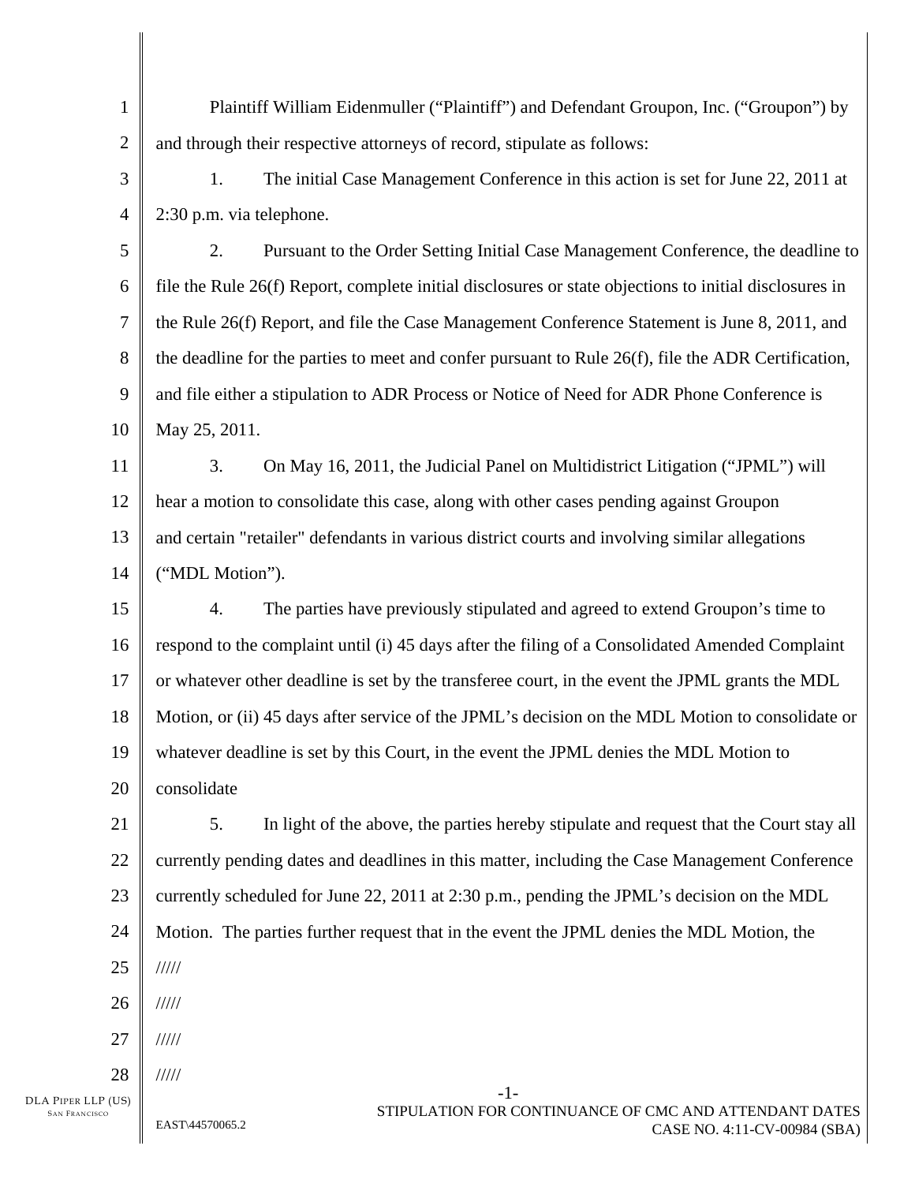Plaintiff William Eidenmuller ("Plaintiff") and Defendant Groupon, Inc. ("Groupon") by and through their respective attorneys of record, stipulate as follows:

1. The initial Case Management Conference in this action is set for June 22, 2011 at 2:30 p.m. via telephone.

2. Pursuant to the Order Setting Initial Case Management Conference, the deadline to file the Rule 26(f) Report, complete initial disclosures or state objections to initial disclosures in the Rule 26(f) Report, and file the Case Management Conference Statement is June 8, 2011, and the deadline for the parties to meet and confer pursuant to Rule 26(f), file the ADR Certification, and file either a stipulation to ADR Process or Notice of Need for ADR Phone Conference is May 25, 2011.

3. On May 16, 2011, the Judicial Panel on Multidistrict Litigation ("JPML") will hear a motion to consolidate this case, along with other cases pending against Groupon and certain "retailer" defendants in various district courts and involving similar allegations ("MDL Motion").

4. The parties have previously stipulated and agreed to extend Groupon's time to respond to the complaint until (i) 45 days after the filing of a Consolidated Amended Complaint or whatever other deadline is set by the transferee court, in the event the JPML grants the MDL Motion, or (ii) 45 days after service of the JPML's decision on the MDL Motion to consolidate or whatever deadline is set by this Court, in the event the JPML denies the MDL Motion to consolidate

5. In light of the above, the parties hereby stipulate and request that the Court stay all currently pending dates and deadlines in this matter, including the Case Management Conference currently scheduled for June 22, 2011 at 2:30 p.m., pending the JPML's decision on the MDL Motion. The parties further request that in the event the JPML denies the MDL Motion, the

/////

/////

/////

/////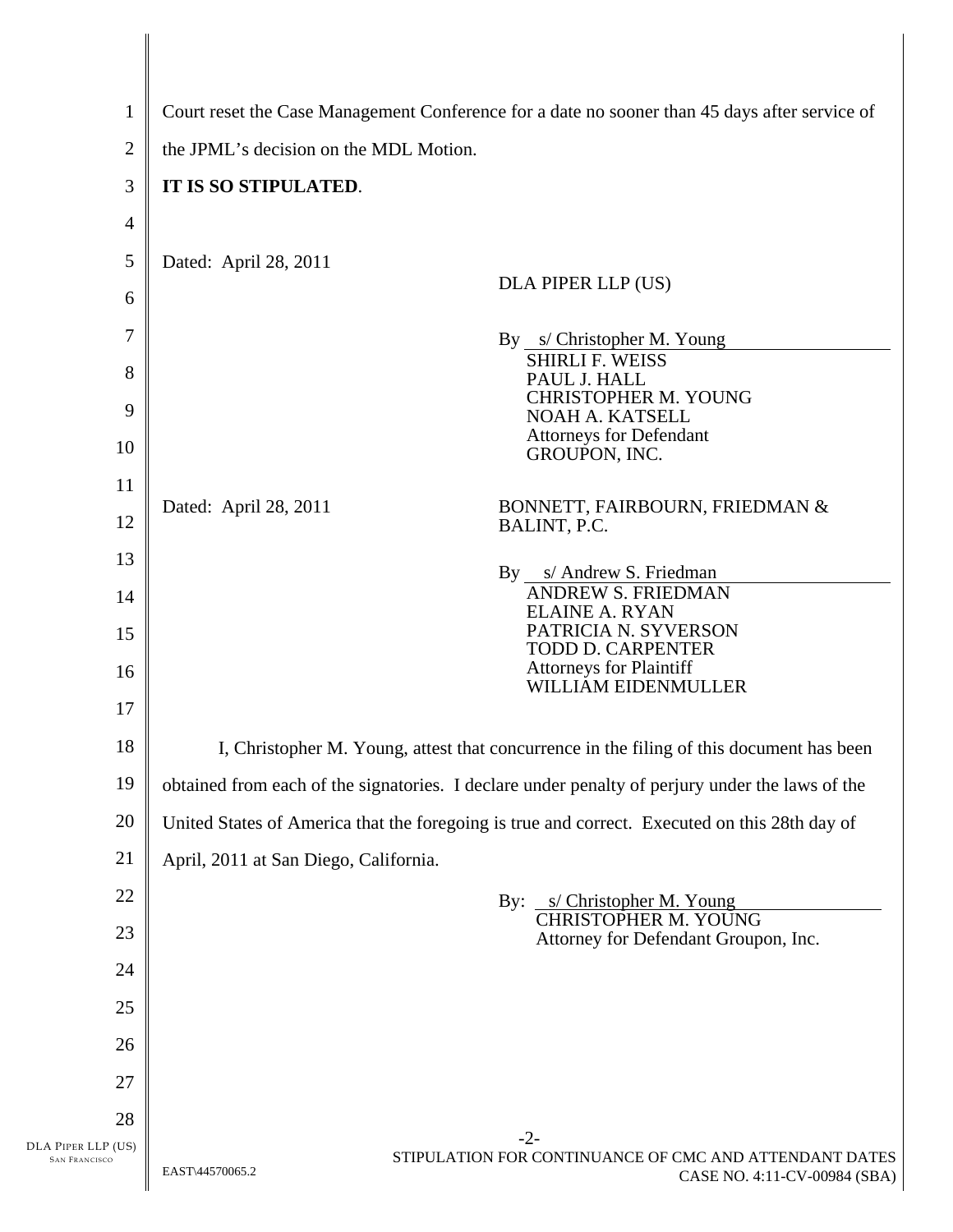Court reset the Case Management Conference for a date no sooner than 45 days after service of the JPML's decision on the MDL Motion.

**IT IS SO STIPULATED**.

Dated: April 28, 2011

DLA PIPER LLP (US)

By s/ Christopher M. Young
SHIRLI F. WEISS
PAUL J. HALL
CHRISTOPHER M. YOUNG
NOAH A. KATSELL
Attorneys for Defendant
GROUPON, INC.

Dated: April 28, 2011

BONNETT, FAIRBOURN, FRIEDMAN & BALINT, P.C.

By s/ Andrew S. Friedman
ANDREW S. FRIEDMAN
ELAINE A. RYAN
PATRICIA N. SYVERSON
TODD D. CARPENTER
Attorneys for Plaintiff
WILLIAM EIDENMULLER

I, Christopher M. Young, attest that concurrence in the filing of this document has been obtained from each of the signatories. I declare under penalty of perjury under the laws of the United States of America that the foregoing is true and correct. Executed on this 28th day of April, 2011 at San Diego, California.

By: s/ Christopher M. Young
CHRISTOPHER M. YOUNG
Attorney for Defendant Groupon, Inc.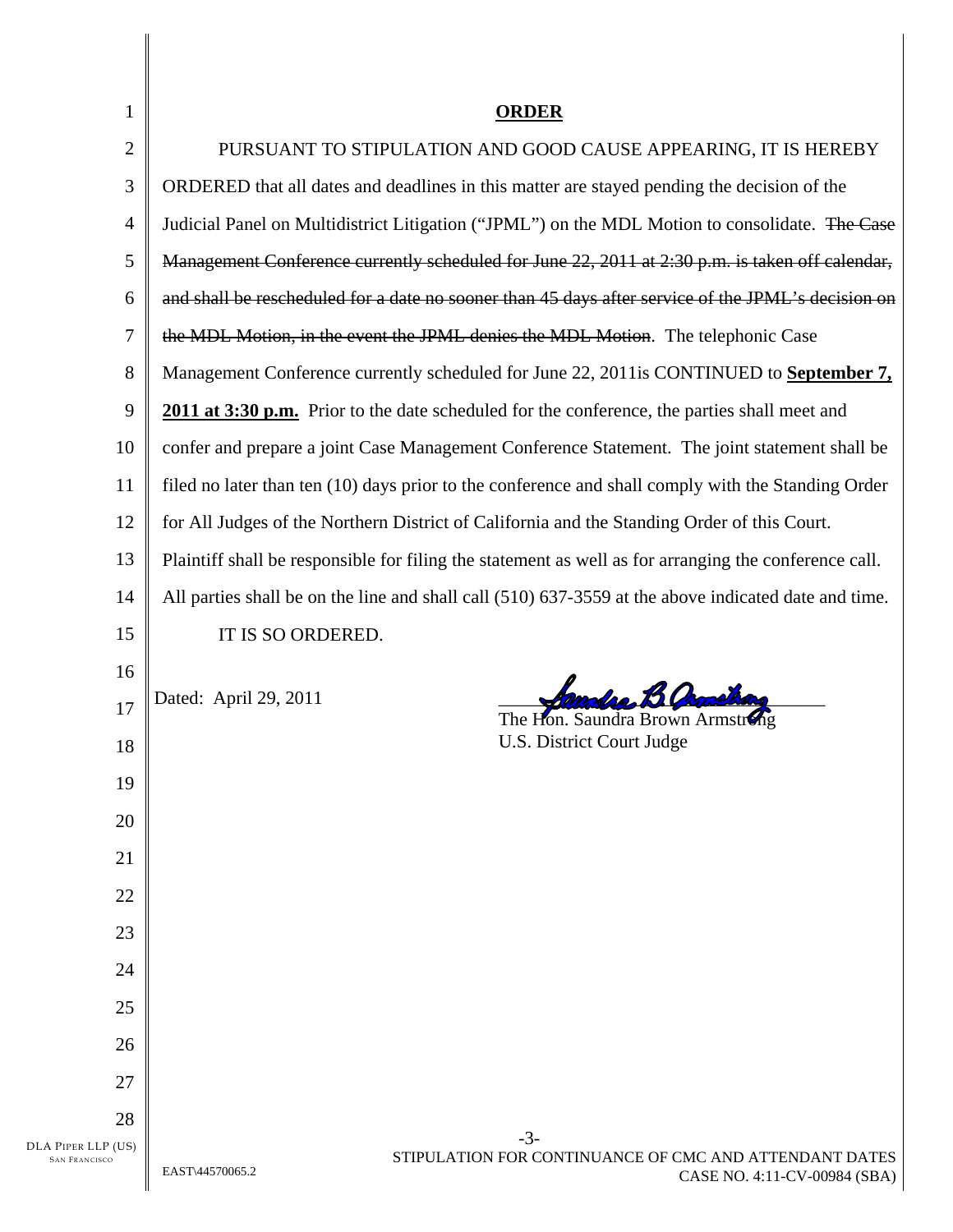**ORDER**

PURSUANT TO STIPULATION AND GOOD CAUSE APPEARING, IT IS HEREBY ORDERED that all dates and deadlines in this matter are stayed pending the decision of the Judicial Panel on Multidistrict Litigation ("JPML") on the MDL Motion to consolidate. ~~The Case Management Conference currently scheduled for June 22, 2011 at 2:30 p.m. is taken off calendar, and shall be rescheduled for a date no sooner than 45 days after service of the JPML's decision on the MDL Motion, in the event the JPML denies the MDL Motion~~. The telephonic Case Management Conference currently scheduled for June 22, 2011is CONTINUED to **September 7, 2011 at 3:30 p.m.** Prior to the date scheduled for the conference, the parties shall meet and confer and prepare a joint Case Management Conference Statement. The joint statement shall be filed no later than ten (10) days prior to the conference and shall comply with the Standing Order for All Judges of the Northern District of California and the Standing Order of this Court. Plaintiff shall be responsible for filing the statement as well as for arranging the conference call. All parties shall be on the line and shall call (510) 637-3559 at the above indicated date and time.

IT IS SO ORDERED.

Dated: April 29, 2011

The Hon. Saundra Brown Armstrong
U.S. District Court Judge